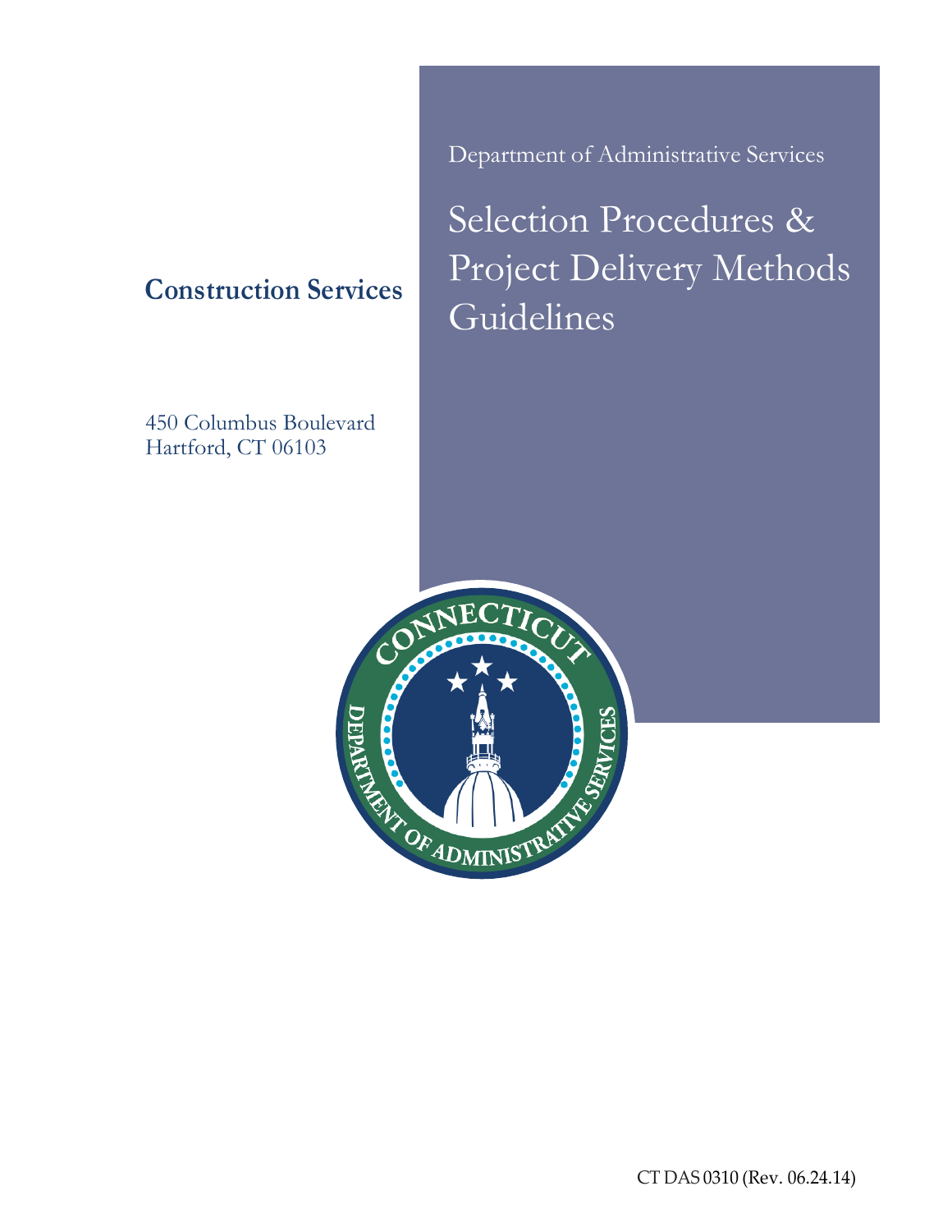Department of Administrative Services

# Selection Procedures & Project Delivery Methods Guidelines

## Construction Services

450 Columbus Boulevard
Hartford, CT 06103

CT DAS 0310 (Rev. 06.24.14)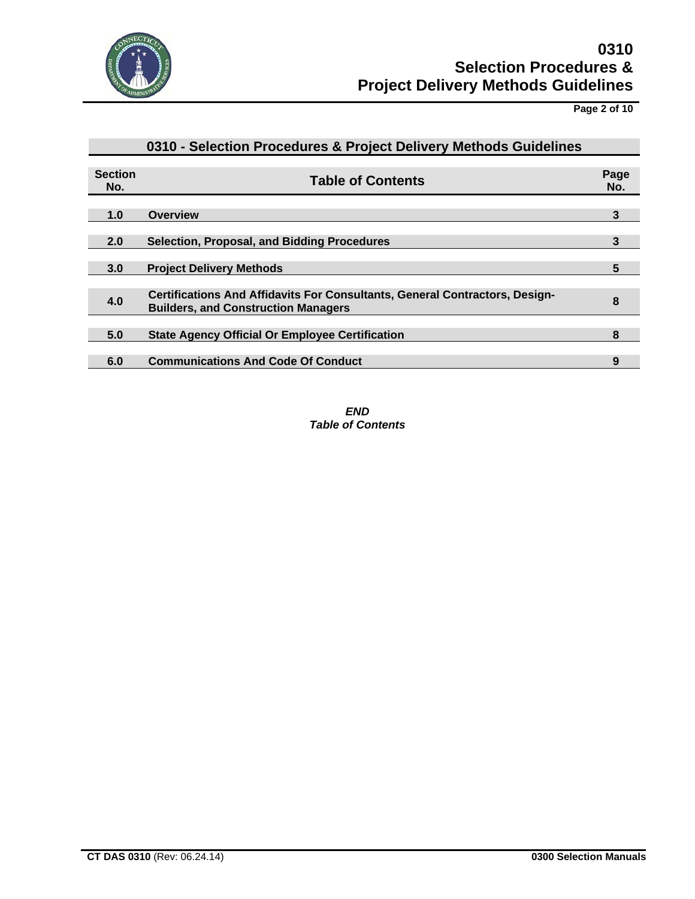## 0310 - Selection Procedures & Project Delivery Methods Guidelines

| Section No. | Table of Contents | Page No. |
|---|---|---|
| **1.0** | **Overview** | **3** |
| **2.0** | **Selection, Proposal, and Bidding Procedures** | **3** |
| **3.0** | **Project Delivery Methods** | **5** |
| **4.0** | **Certifications And Affidavits For Consultants, General Contractors, Design-Builders, and Construction Managers** | **8** |
| **5.0** | **State Agency Official Or Employee Certification** | **8** |
| **6.0** | **Communications And Code Of Conduct** | **9** |

***END***
***Table of Contents***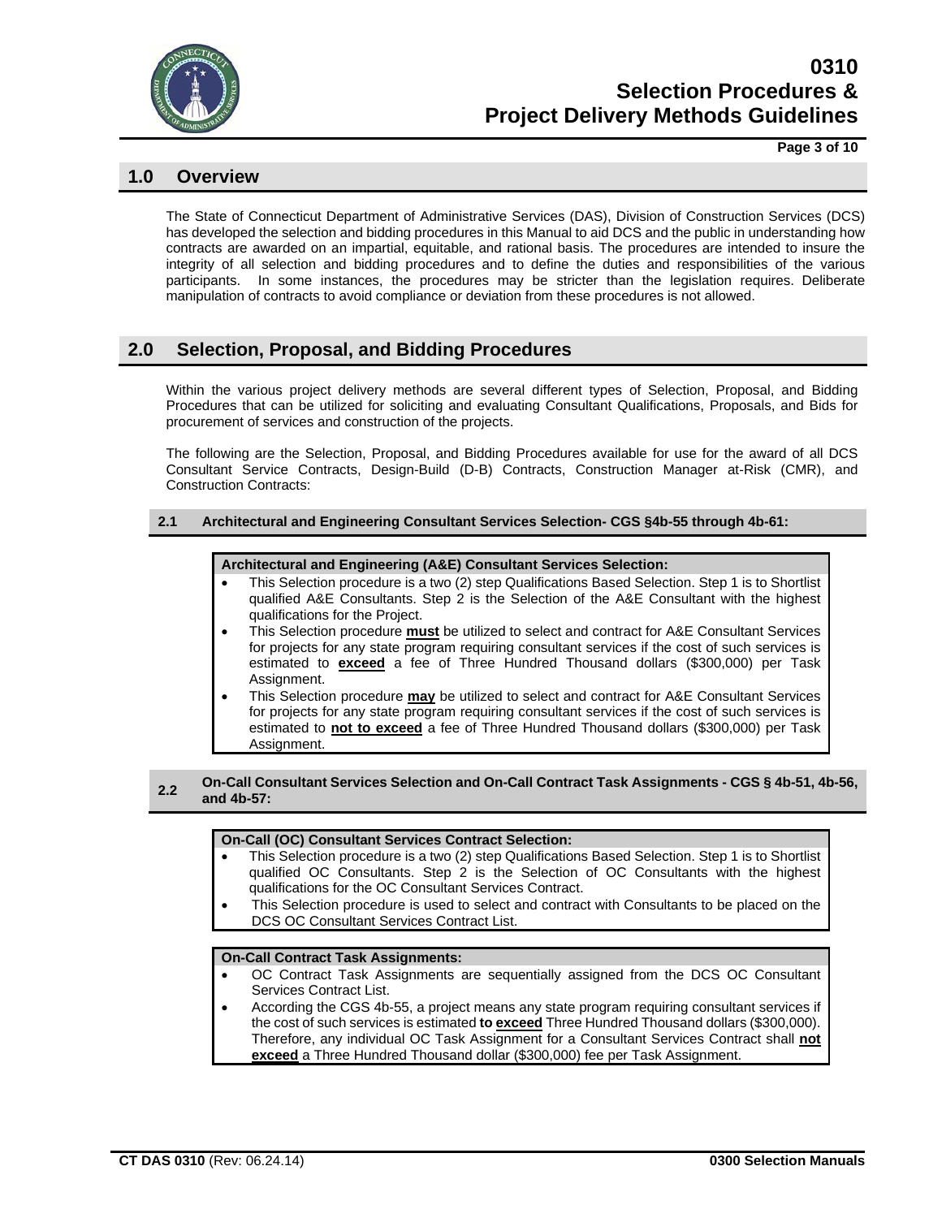## 1.0 Overview

The State of Connecticut Department of Administrative Services (DAS), Division of Construction Services (DCS) has developed the selection and bidding procedures in this Manual to aid DCS and the public in understanding how contracts are awarded on an impartial, equitable, and rational basis. The procedures are intended to insure the integrity of all selection and bidding procedures and to define the duties and responsibilities of the various participants. In some instances, the procedures may be stricter than the legislation requires. Deliberate manipulation of contracts to avoid compliance or deviation from these procedures is not allowed.

## 2.0 Selection, Proposal, and Bidding Procedures

Within the various project delivery methods are several different types of Selection, Proposal, and Bidding Procedures that can be utilized for soliciting and evaluating Consultant Qualifications, Proposals, and Bids for procurement of services and construction of the projects.

The following are the Selection, Proposal, and Bidding Procedures available for use for the award of all DCS Consultant Service Contracts, Design-Build (D-B) Contracts, Construction Manager at-Risk (CMR), and Construction Contracts:

### 2.1 Architectural and Engineering Consultant Services Selection- CGS §4b-55 through 4b-61:

**Architectural and Engineering (A&E) Consultant Services Selection:**

- This Selection procedure is a two (2) step Qualifications Based Selection. Step 1 is to Shortlist qualified A&E Consultants. Step 2 is the Selection of the A&E Consultant with the highest qualifications for the Project.
- This Selection procedure **must** be utilized to select and contract for A&E Consultant Services for projects for any state program requiring consultant services if the cost of such services is estimated to **exceed** a fee of Three Hundred Thousand dollars ($300,000) per Task Assignment.
- This Selection procedure **may** be utilized to select and contract for A&E Consultant Services for projects for any state program requiring consultant services if the cost of such services is estimated to **not to exceed** a fee of Three Hundred Thousand dollars ($300,000) per Task Assignment.

### 2.2 On-Call Consultant Services Selection and On-Call Contract Task Assignments - CGS § 4b-51, 4b-56, and 4b-57:

**On-Call (OC) Consultant Services Contract Selection:**

- This Selection procedure is a two (2) step Qualifications Based Selection. Step 1 is to Shortlist qualified OC Consultants. Step 2 is the Selection of OC Consultants with the highest qualifications for the OC Consultant Services Contract.
- This Selection procedure is used to select and contract with Consultants to be placed on the DCS OC Consultant Services Contract List.

**On-Call Contract Task Assignments:**

- OC Contract Task Assignments are sequentially assigned from the DCS OC Consultant Services Contract List.
- According the CGS 4b-55, a project means any state program requiring consultant services if the cost of such services is estimated **to exceed** Three Hundred Thousand dollars ($300,000). Therefore, any individual OC Task Assignment for a Consultant Services Contract shall **not exceed** a Three Hundred Thousand dollar ($300,000) fee per Task Assignment.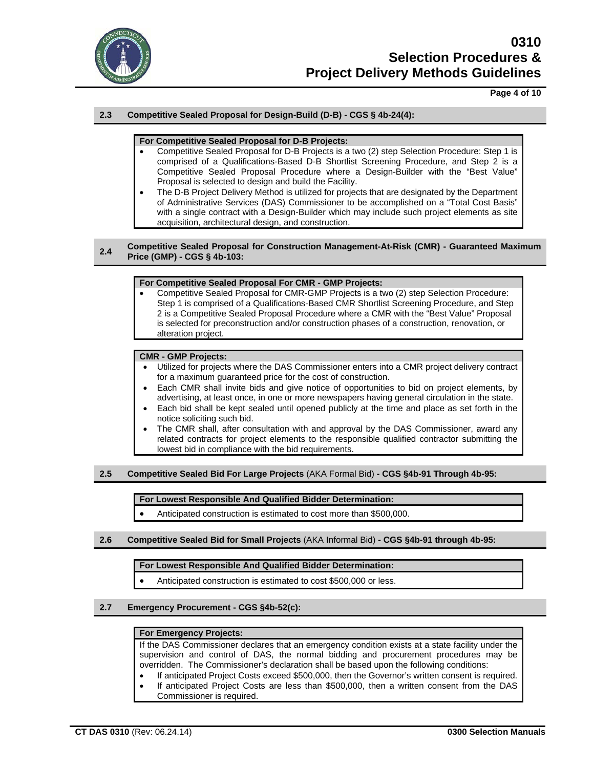### 2.3 Competitive Sealed Proposal for Design-Build (D-B) - CGS § 4b-24(4):

**For Competitive Sealed Proposal for D-B Projects:**

- Competitive Sealed Proposal for D-B Projects is a two (2) step Selection Procedure: Step 1 is comprised of a Qualifications-Based D-B Shortlist Screening Procedure, and Step 2 is a Competitive Sealed Proposal Procedure where a Design-Builder with the "Best Value" Proposal is selected to design and build the Facility.
- The D-B Project Delivery Method is utilized for projects that are designated by the Department of Administrative Services (DAS) Commissioner to be accomplished on a "Total Cost Basis" with a single contract with a Design-Builder which may include such project elements as site acquisition, architectural design, and construction.

### 2.4 Competitive Sealed Proposal for Construction Management-At-Risk (CMR) - Guaranteed Maximum Price (GMP) - CGS § 4b-103:

**For Competitive Sealed Proposal For CMR - GMP Projects:**

- Competitive Sealed Proposal for CMR-GMP Projects is a two (2) step Selection Procedure: Step 1 is comprised of a Qualifications-Based CMR Shortlist Screening Procedure, and Step 2 is a Competitive Sealed Proposal Procedure where a CMR with the "Best Value" Proposal is selected for preconstruction and/or construction phases of a construction, renovation, or alteration project.

**CMR - GMP Projects:**

- Utilized for projects where the DAS Commissioner enters into a CMR project delivery contract for a maximum guaranteed price for the cost of construction.
- Each CMR shall invite bids and give notice of opportunities to bid on project elements, by advertising, at least once, in one or more newspapers having general circulation in the state.
- Each bid shall be kept sealed until opened publicly at the time and place as set forth in the notice soliciting such bid.
- The CMR shall, after consultation with and approval by the DAS Commissioner, award any related contracts for project elements to the responsible qualified contractor submitting the lowest bid in compliance with the bid requirements.

### 2.5 Competitive Sealed Bid For Large Projects (AKA Formal Bid) - CGS §4b-91 Through 4b-95:

**For Lowest Responsible And Qualified Bidder Determination:**

- Anticipated construction is estimated to cost more than $500,000.

### 2.6 Competitive Sealed Bid for Small Projects (AKA Informal Bid) - CGS §4b-91 through 4b-95:

**For Lowest Responsible And Qualified Bidder Determination:**

- Anticipated construction is estimated to cost $500,000 or less.

### 2.7 Emergency Procurement - CGS §4b-52(c):

**For Emergency Projects:**

If the DAS Commissioner declares that an emergency condition exists at a state facility under the supervision and control of DAS, the normal bidding and procurement procedures may be overridden. The Commissioner's declaration shall be based upon the following conditions:

- If anticipated Project Costs exceed $500,000, then the Governor's written consent is required.
- If anticipated Project Costs are less than $500,000, then a written consent from the DAS Commissioner is required.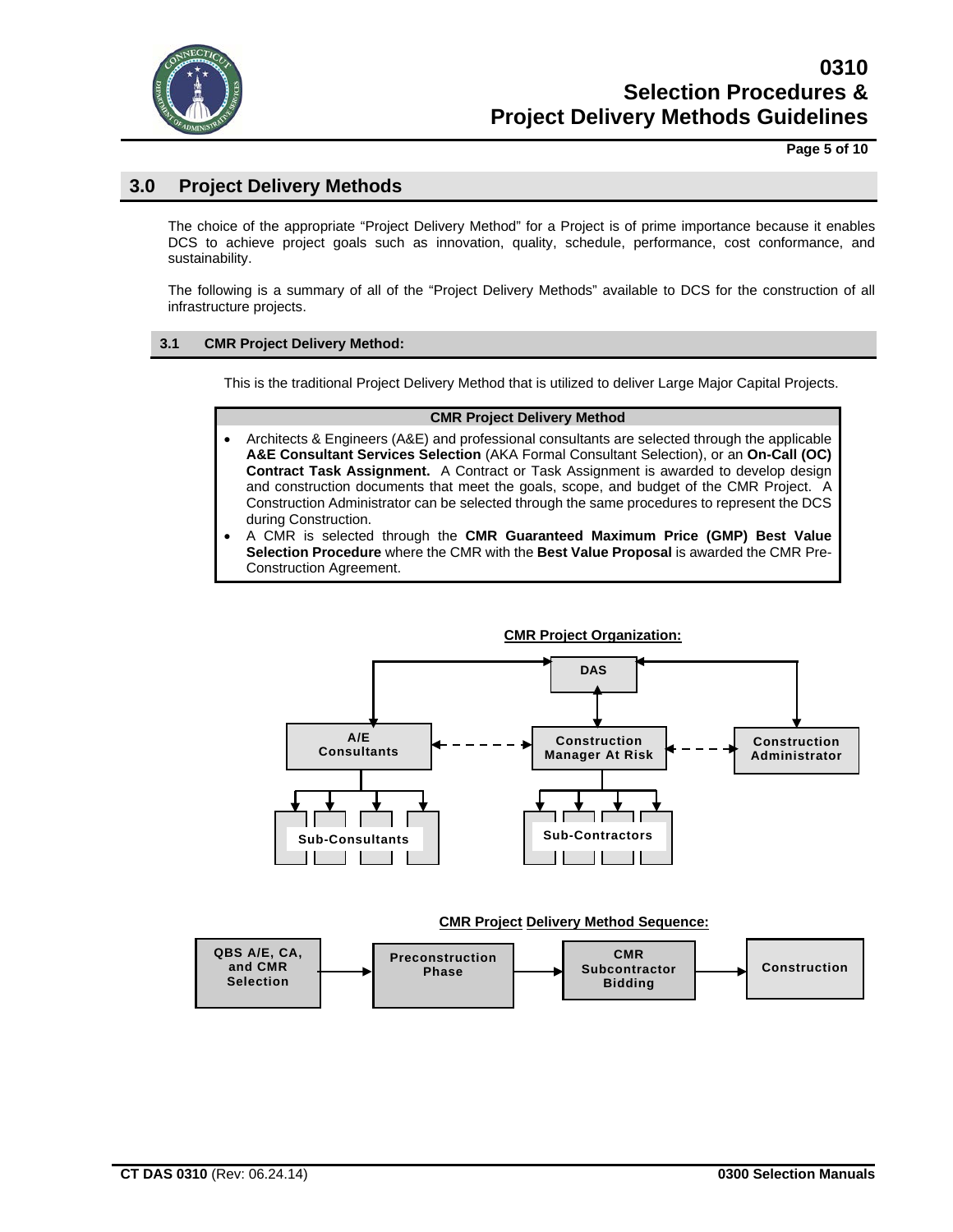## 3.0 Project Delivery Methods

The choice of the appropriate "Project Delivery Method" for a Project is of prime importance because it enables DCS to achieve project goals such as innovation, quality, schedule, performance, cost conformance, and sustainability.

The following is a summary of all of the "Project Delivery Methods" available to DCS for the construction of all infrastructure projects.

### 3.1 CMR Project Delivery Method:

This is the traditional Project Delivery Method that is utilized to deliver Large Major Capital Projects.

| CMR Project Delivery Method |
| --- |
| • Architects & Engineers (A&E) and professional consultants are selected through the applicable **A&E Consultant Services Selection** (AKA Formal Consultant Selection), or an **On-Call (OC) Contract Task Assignment.** A Contract or Task Assignment is awarded to develop design and construction documents that meet the goals, scope, and budget of the CMR Project. A Construction Administrator can be selected through the same procedures to represent the DCS during Construction.<br>• A CMR is selected through the **CMR Guaranteed Maximum Price (GMP) Best Value Selection Procedure** where the CMR with the **Best Value Proposal** is awarded the CMR Pre-Construction Agreement. |

**CMR Project Organization:**

DAS

A/E Consultants — Construction Manager At Risk — Construction Administrator

Sub-Consultants — Sub-Contractors

**CMR Project Delivery Method Sequence:**

QBS A/E, CA, and CMR Selection → Preconstruction Phase → CMR Subcontractor Bidding → Construction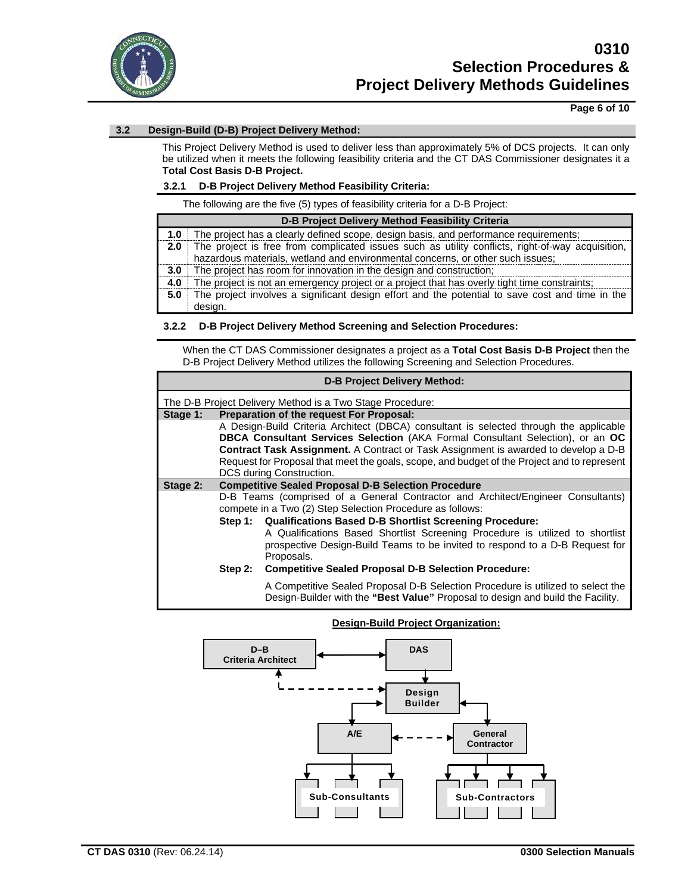## 3.2 Design-Build (D-B) Project Delivery Method:

This Project Delivery Method is used to deliver less than approximately 5% of DCS projects. It can only be utilized when it meets the following feasibility criteria and the CT DAS Commissioner designates it a **Total Cost Basis D-B Project.**

### 3.2.1 D-B Project Delivery Method Feasibility Criteria:

The following are the five (5) types of feasibility criteria for a D-B Project:

| D-B Project Delivery Method Feasibility Criteria | |
|---|---|
| **1.0** | The project has a clearly defined scope, design basis, and performance requirements; |
| **2.0** | The project is free from complicated issues such as utility conflicts, right-of-way acquisition, hazardous materials, wetland and environmental concerns, or other such issues; |
| **3.0** | The project has room for innovation in the design and construction; |
| **4.0** | The project is not an emergency project or a project that has overly tight time constraints; |
| **5.0** | The project involves a significant design effort and the potential to save cost and time in the design. |

### 3.2.2 D-B Project Delivery Method Screening and Selection Procedures:

When the CT DAS Commissioner designates a project as a **Total Cost Basis D-B Project** then the D-B Project Delivery Method utilizes the following Screening and Selection Procedures.

**D-B Project Delivery Method:**

The D-B Project Delivery Method is a Two Stage Procedure:

**Stage 1: Preparation of the request For Proposal:**

A Design-Build Criteria Architect (DBCA) consultant is selected through the applicable **DBCA Consultant Services Selection** (AKA Formal Consultant Selection), or an **OC Contract Task Assignment.** A Contract or Task Assignment is awarded to develop a D-B Request for Proposal that meet the goals, scope, and budget of the Project and to represent DCS during Construction.

**Stage 2: Competitive Sealed Proposal D-B Selection Procedure**

D-B Teams (comprised of a General Contractor and Architect/Engineer Consultants) compete in a Two (2) Step Selection Procedure as follows:

- **Step 1: Qualifications Based D-B Shortlist Screening Procedure:**
  A Qualifications Based Shortlist Screening Procedure is utilized to shortlist prospective Design-Build Teams to be invited to respond to a D-B Request for Proposals.
- **Step 2: Competitive Sealed Proposal D-B Selection Procedure:**
  A Competitive Sealed Proposal D-B Selection Procedure is utilized to select the Design-Builder with the **"Best Value"** Proposal to design and build the Facility.

**Design-Build Project Organization:**

D–B Criteria Architect ↔ DAS

DAS → Design Builder

D–B Criteria Architect ⇠ ⇢ Design Builder

Design Builder ↔ A/E

Design Builder ↔ General Contractor

A/E ⇠ ⇢ General Contractor

A/E → Sub-Consultants

General Contractor → Sub-Contractors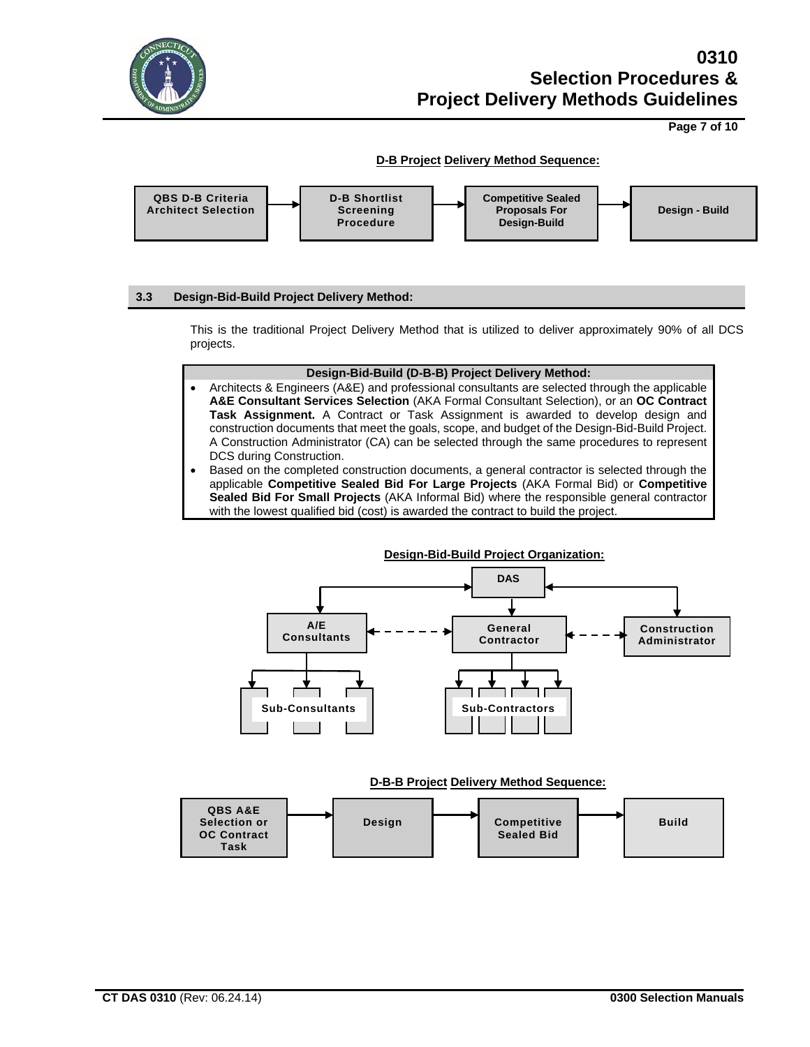**D-B Project Delivery Method Sequence:**

QBS D-B Criteria Architect Selection → D-B Shortlist Screening Procedure → Competitive Sealed Proposals For Design-Build → Design - Build

### 3.3 Design-Bid-Build Project Delivery Method:

This is the traditional Project Delivery Method that is utilized to deliver approximately 90% of all DCS projects.

**Design-Bid-Build (D-B-B) Project Delivery Method:**

- Architects & Engineers (A&E) and professional consultants are selected through the applicable **A&E Consultant Services Selection** (AKA Formal Consultant Selection), or an **OC Contract Task Assignment.** A Contract or Task Assignment is awarded to develop design and construction documents that meet the goals, scope, and budget of the Design-Bid-Build Project. A Construction Administrator (CA) can be selected through the same procedures to represent DCS during Construction.
- Based on the completed construction documents, a general contractor is selected through the applicable **Competitive Sealed Bid For Large Projects** (AKA Formal Bid) or **Competitive Sealed Bid For Small Projects** (AKA Informal Bid) where the responsible general contractor with the lowest qualified bid (cost) is awarded the contract to build the project.

**Design-Bid-Build Project Organization:**

- DAS
  - A/E Consultants
    - Sub-Consultants
  - General Contractor
    - Sub-Contractors
  - Construction Administrator

**D-B-B Project Delivery Method Sequence:**

QBS A&E Selection or OC Contract Task → Design → Competitive Sealed Bid → Build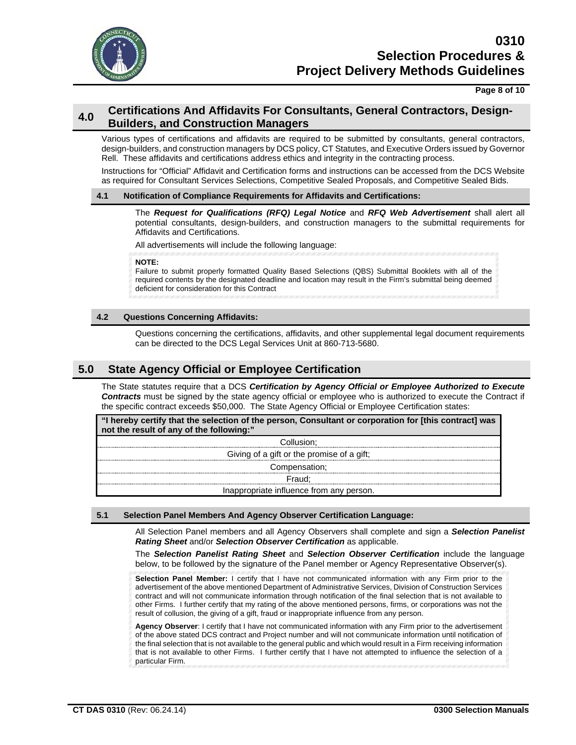## 4.0 Certifications And Affidavits For Consultants, General Contractors, Design-Builders, and Construction Managers

Various types of certifications and affidavits are required to be submitted by consultants, general contractors, design-builders, and construction managers by DCS policy, CT Statutes, and Executive Orders issued by Governor Rell. These affidavits and certifications address ethics and integrity in the contracting process.

Instructions for "Official" Affidavit and Certification forms and instructions can be accessed from the DCS Website as required for Consultant Services Selections, Competitive Sealed Proposals, and Competitive Sealed Bids.

### 4.1 Notification of Compliance Requirements for Affidavits and Certifications:

The ***Request for Qualifications (RFQ) Legal Notice*** and ***RFQ Web Advertisement*** shall alert all potential consultants, design-builders, and construction managers to the submittal requirements for Affidavits and Certifications.

All advertisements will include the following language:

> **NOTE:**
> Failure to submit properly formatted Quality Based Selections (QBS) Submittal Booklets with all of the required contents by the designated deadline and location may result in the Firm's submittal being deemed deficient for consideration for this Contract

### 4.2 Questions Concerning Affidavits:

Questions concerning the certifications, affidavits, and other supplemental legal document requirements can be directed to the DCS Legal Services Unit at 860-713-5680.

## 5.0 State Agency Official or Employee Certification

The State statutes require that a DCS ***Certification by Agency Official or Employee Authorized to Execute Contracts*** must be signed by the state agency official or employee who is authorized to execute the Contract if the specific contract exceeds $50,000. The State Agency Official or Employee Certification states:

| "I hereby certify that the selection of the person, Consultant or corporation for [this contract] was not the result of any of the following:" |
|---|
| Collusion; |
| Giving of a gift or the promise of a gift; |
| Compensation; |
| Fraud; |
| Inappropriate influence from any person. |

### 5.1 Selection Panel Members And Agency Observer Certification Language:

All Selection Panel members and all Agency Observers shall complete and sign a ***Selection Panelist Rating Sheet*** and/or ***Selection Observer Certification*** as applicable.

The ***Selection Panelist Rating Sheet*** and ***Selection Observer Certification*** include the language below, to be followed by the signature of the Panel member or Agency Representative Observer(s).

> **Selection Panel Member:** I certify that I have not communicated information with any Firm prior to the advertisement of the above mentioned Department of Administrative Services, Division of Construction Services contract and will not communicate information through notification of the final selection that is not available to other Firms. I further certify that my rating of the above mentioned persons, firms, or corporations was not the result of collusion, the giving of a gift, fraud or inappropriate influence from any person.
>
> **Agency Observer**: I certify that I have not communicated information with any Firm prior to the advertisement of the above stated DCS contract and Project number and will not communicate information until notification of the final selection that is not available to the general public and which would result in a Firm receiving information that is not available to other Firms. I further certify that I have not attempted to influence the selection of a particular Firm.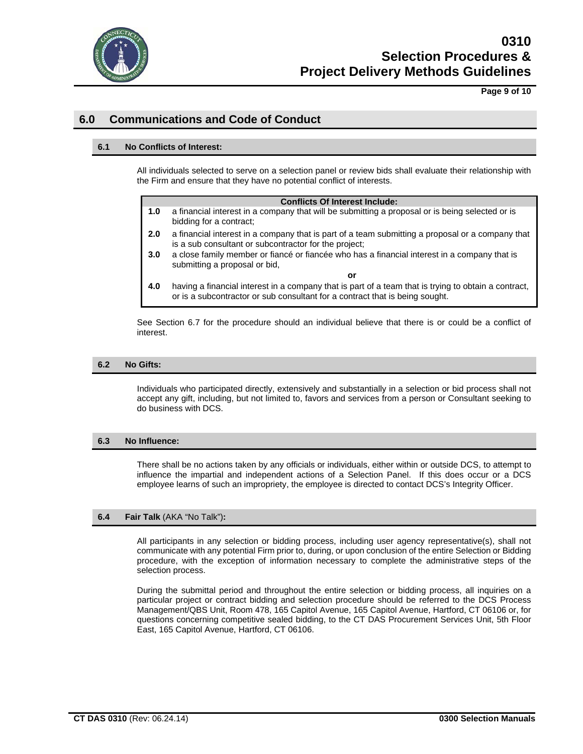## 6.0 Communications and Code of Conduct

### 6.1 No Conflicts of Interest:

All individuals selected to serve on a selection panel or review bids shall evaluate their relationship with the Firm and ensure that they have no potential conflict of interests.

| | Conflicts Of Interest Include: |
|---|---|
| **1.0** | a financial interest in a company that will be submitting a proposal or is being selected or is bidding for a contract; |
| **2.0** | a financial interest in a company that is part of a team submitting a proposal or a company that is a sub consultant or subcontractor for the project; |
| **3.0** | a close family member or fiancé or fiancée who has a financial interest in a company that is submitting a proposal or bid, |
| | **or** |
| **4.0** | having a financial interest in a company that is part of a team that is trying to obtain a contract, or is a subcontractor or sub consultant for a contract that is being sought. |

See Section 6.7 for the procedure should an individual believe that there is or could be a conflict of interest.

### 6.2 No Gifts:

Individuals who participated directly, extensively and substantially in a selection or bid process shall not accept any gift, including, but not limited to, favors and services from a person or Consultant seeking to do business with DCS.

### 6.3 No Influence:

There shall be no actions taken by any officials or individuals, either within or outside DCS, to attempt to influence the impartial and independent actions of a Selection Panel. If this does occur or a DCS employee learns of such an impropriety, the employee is directed to contact DCS's Integrity Officer.

### 6.4 Fair Talk (AKA "No Talk"):

All participants in any selection or bidding process, including user agency representative(s), shall not communicate with any potential Firm prior to, during, or upon conclusion of the entire Selection or Bidding procedure, with the exception of information necessary to complete the administrative steps of the selection process.

During the submittal period and throughout the entire selection or bidding process, all inquiries on a particular project or contract bidding and selection procedure should be referred to the DCS Process Management/QBS Unit, Room 478, 165 Capitol Avenue, 165 Capitol Avenue, Hartford, CT 06106 or, for questions concerning competitive sealed bidding, to the CT DAS Procurement Services Unit, 5th Floor East, 165 Capitol Avenue, Hartford, CT 06106.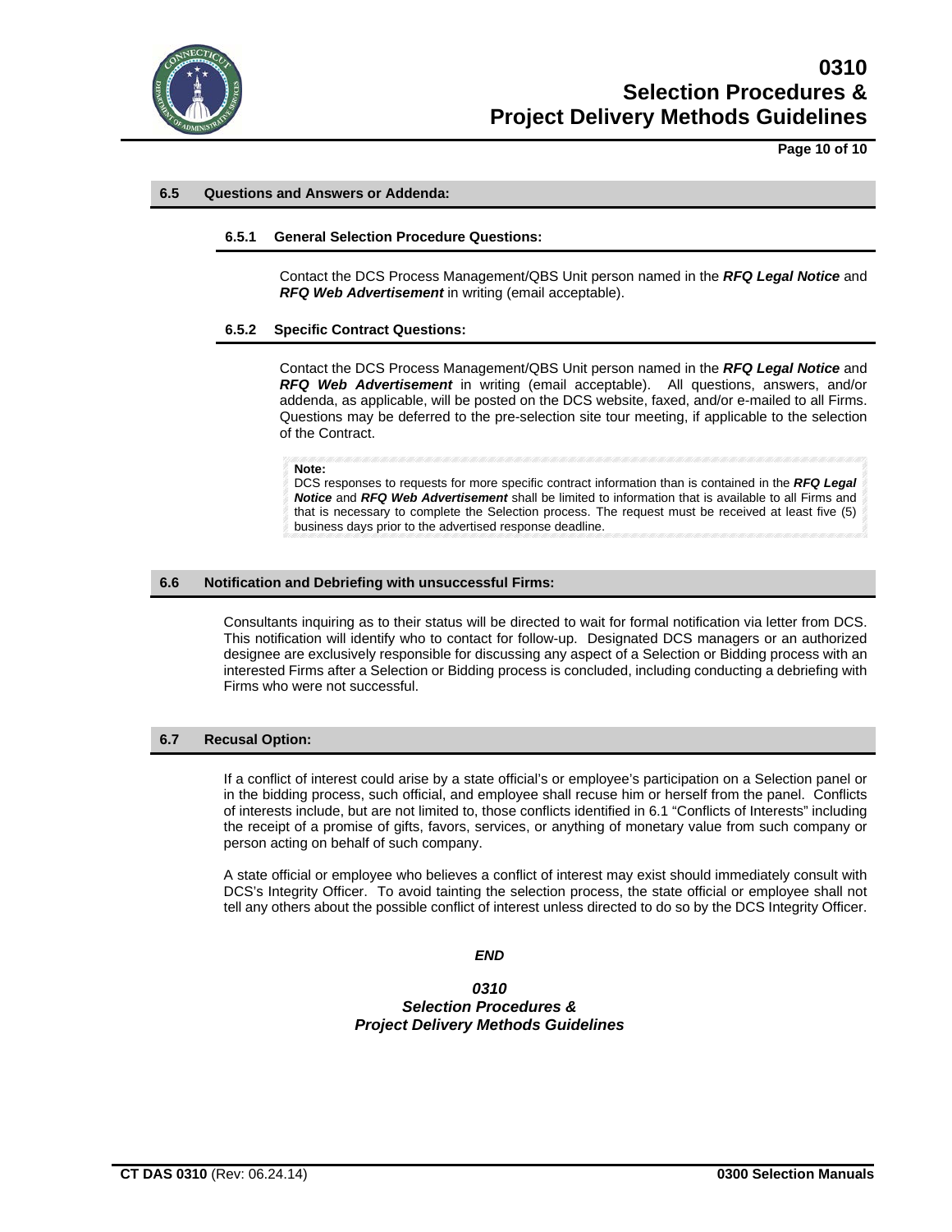### 6.5 Questions and Answers or Addenda:

#### 6.5.1 General Selection Procedure Questions:

Contact the DCS Process Management/QBS Unit person named in the ***RFQ Legal Notice*** and ***RFQ Web Advertisement*** in writing (email acceptable).

#### 6.5.2 Specific Contract Questions:

Contact the DCS Process Management/QBS Unit person named in the ***RFQ Legal Notice*** and ***RFQ Web Advertisement*** in writing (email acceptable). All questions, answers, and/or addenda, as applicable, will be posted on the DCS website, faxed, and/or e-mailed to all Firms. Questions may be deferred to the pre-selection site tour meeting, if applicable to the selection of the Contract.

> **Note:**
> DCS responses to requests for more specific contract information than is contained in the ***RFQ Legal Notice*** and ***RFQ Web Advertisement*** shall be limited to information that is available to all Firms and that is necessary to complete the Selection process. The request must be received at least five (5) business days prior to the advertised response deadline.

### 6.6 Notification and Debriefing with unsuccessful Firms:

Consultants inquiring as to their status will be directed to wait for formal notification via letter from DCS. This notification will identify who to contact for follow-up. Designated DCS managers or an authorized designee are exclusively responsible for discussing any aspect of a Selection or Bidding process with an interested Firms after a Selection or Bidding process is concluded, including conducting a debriefing with Firms who were not successful.

### 6.7 Recusal Option:

If a conflict of interest could arise by a state official's or employee's participation on a Selection panel or in the bidding process, such official, and employee shall recuse him or herself from the panel. Conflicts of interests include, but are not limited to, those conflicts identified in 6.1 "Conflicts of Interests" including the receipt of a promise of gifts, favors, services, or anything of monetary value from such company or person acting on behalf of such company.

A state official or employee who believes a conflict of interest may exist should immediately consult with DCS's Integrity Officer. To avoid tainting the selection process, the state official or employee shall not tell any others about the possible conflict of interest unless directed to do so by the DCS Integrity Officer.

***END***

***0310***
***Selection Procedures &***
***Project Delivery Methods Guidelines***